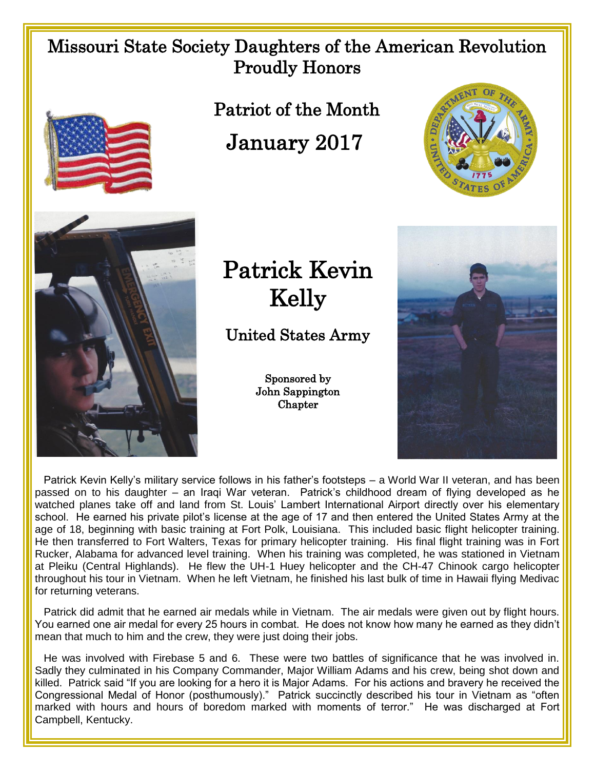# Missouri State Society Daughters of the American Revolution Proudly Honors

## Patriot of the Month

## January 2017

# Patrick Kevin Kelly

## United States Army

Sponsored by
John Sappington
Chapter

Patrick Kevin Kelly's military service follows in his father's footsteps – a World War II veteran, and has been passed on to his daughter – an Iraqi War veteran. Patrick's childhood dream of flying developed as he watched planes take off and land from St. Louis' Lambert International Airport directly over his elementary school. He earned his private pilot's license at the age of 17 and then entered the United States Army at the age of 18, beginning with basic training at Fort Polk, Louisiana. This included basic flight helicopter training. He then transferred to Fort Walters, Texas for primary helicopter training. His final flight training was in Fort Rucker, Alabama for advanced level training. When his training was completed, he was stationed in Vietnam at Pleiku (Central Highlands). He flew the UH-1 Huey helicopter and the CH-47 Chinook cargo helicopter throughout his tour in Vietnam. When he left Vietnam, he finished his last bulk of time in Hawaii flying Medivac for returning veterans.

Patrick did admit that he earned air medals while in Vietnam. The air medals were given out by flight hours. You earned one air medal for every 25 hours in combat. He does not know how many he earned as they didn't mean that much to him and the crew, they were just doing their jobs.

He was involved with Firebase 5 and 6. These were two battles of significance that he was involved in. Sadly they culminated in his Company Commander, Major William Adams and his crew, being shot down and killed. Patrick said "If you are looking for a hero it is Major Adams. For his actions and bravery he received the Congressional Medal of Honor (posthumously)." Patrick succinctly described his tour in Vietnam as "often marked with hours and hours of boredom marked with moments of terror." He was discharged at Fort Campbell, Kentucky.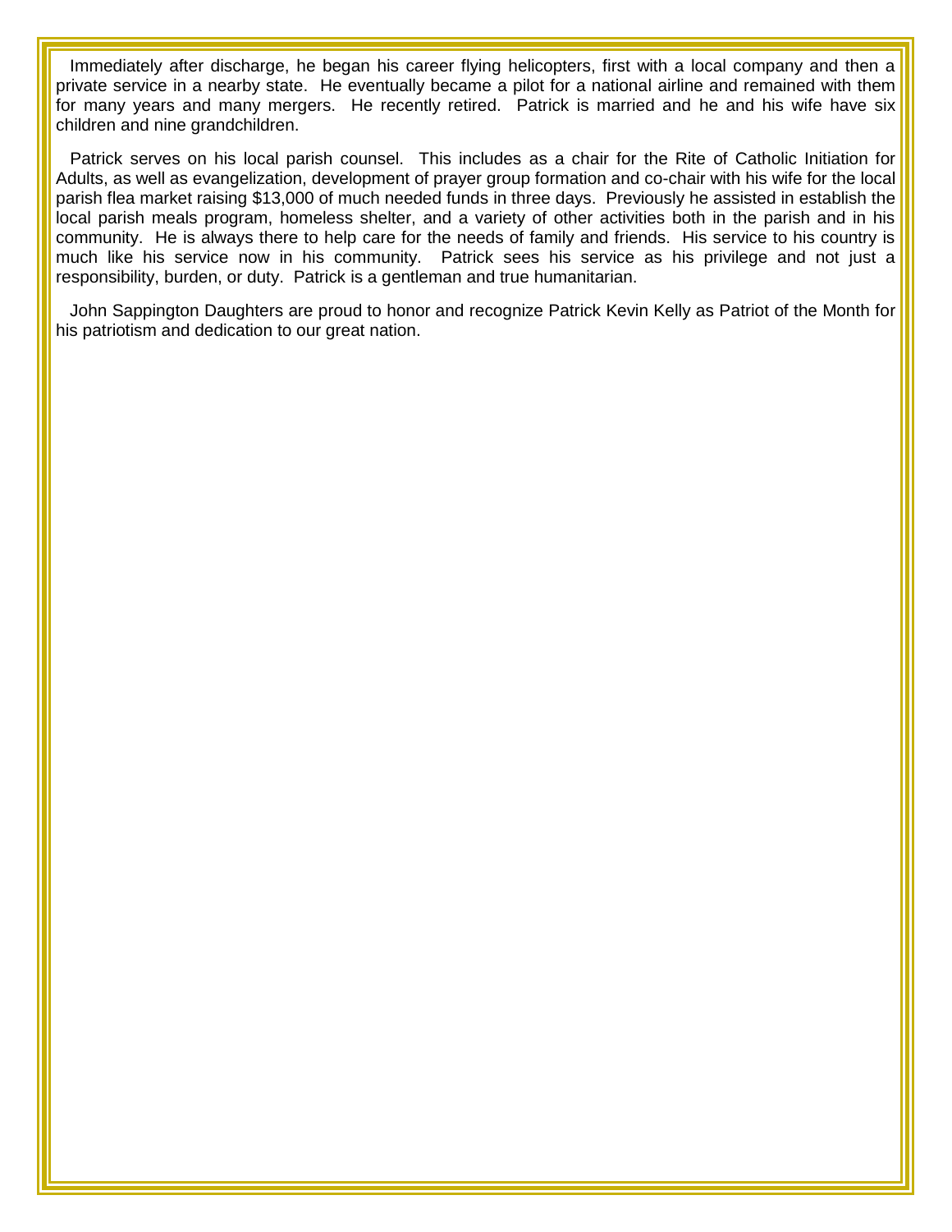Immediately after discharge, he began his career flying helicopters, first with a local company and then a private service in a nearby state. He eventually became a pilot for a national airline and remained with them for many years and many mergers. He recently retired. Patrick is married and he and his wife have six children and nine grandchildren.

Patrick serves on his local parish counsel. This includes as a chair for the Rite of Catholic Initiation for Adults, as well as evangelization, development of prayer group formation and co-chair with his wife for the local parish flea market raising $13,000 of much needed funds in three days. Previously he assisted in establish the local parish meals program, homeless shelter, and a variety of other activities both in the parish and in his community. He is always there to help care for the needs of family and friends. His service to his country is much like his service now in his community. Patrick sees his service as his privilege and not just a responsibility, burden, or duty. Patrick is a gentleman and true humanitarian.

John Sappington Daughters are proud to honor and recognize Patrick Kevin Kelly as Patriot of the Month for his patriotism and dedication to our great nation.